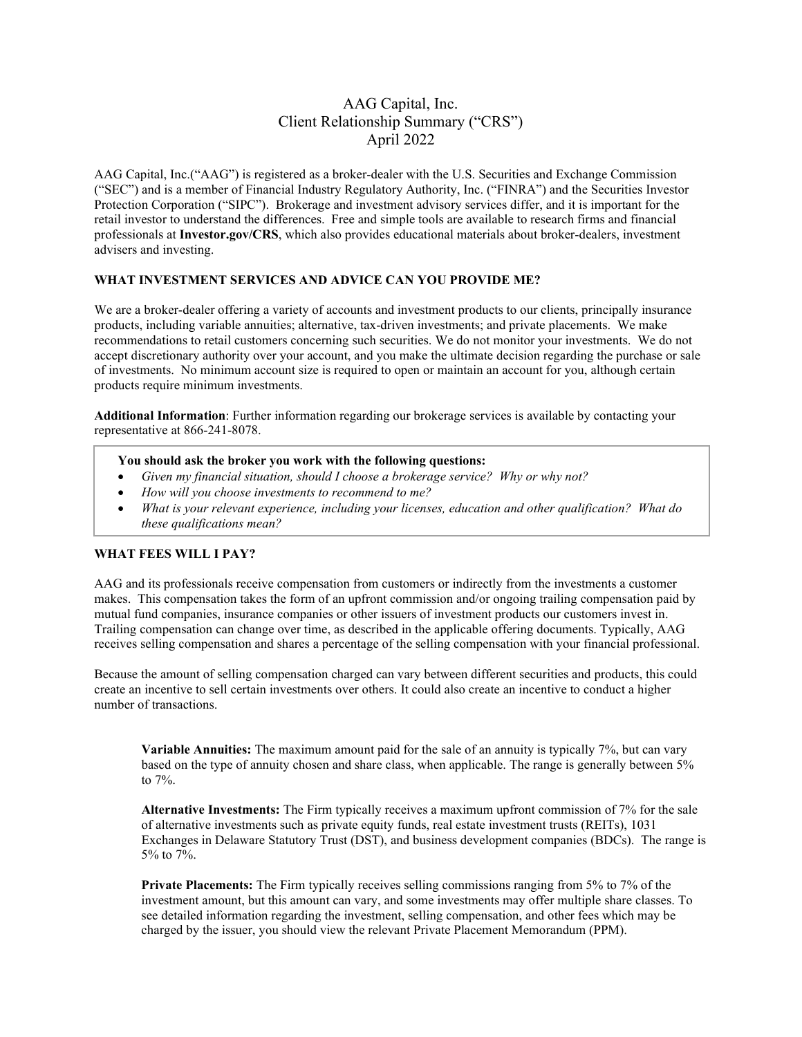# AAG Capital, Inc.
# Client Relationship Summary ("CRS")
# April 2022

AAG Capital, Inc.("AAG") is registered as a broker-dealer with the U.S. Securities and Exchange Commission ("SEC") and is a member of Financial Industry Regulatory Authority, Inc. ("FINRA") and the Securities Investor Protection Corporation ("SIPC"). Brokerage and investment advisory services differ, and it is important for the retail investor to understand the differences. Free and simple tools are available to research firms and financial professionals at **Investor.gov/CRS**, which also provides educational materials about broker-dealers, investment advisers and investing.

## WHAT INVESTMENT SERVICES AND ADVICE CAN YOU PROVIDE ME?

We are a broker-dealer offering a variety of accounts and investment products to our clients, principally insurance products, including variable annuities; alternative, tax-driven investments; and private placements. We make recommendations to retail customers concerning such securities. We do not monitor your investments. We do not accept discretionary authority over your account, and you make the ultimate decision regarding the purchase or sale of investments. No minimum account size is required to open or maintain an account for you, although certain products require minimum investments.

**Additional Information**: Further information regarding our brokerage services is available by contacting your representative at 866-241-8078.

> **You should ask the broker you work with the following questions:**
> - *Given my financial situation, should I choose a brokerage service? Why or why not?*
> - *How will you choose investments to recommend to me?*
> - *What is your relevant experience, including your licenses, education and other qualification? What do these qualifications mean?*

## WHAT FEES WILL I PAY?

AAG and its professionals receive compensation from customers or indirectly from the investments a customer makes. This compensation takes the form of an upfront commission and/or ongoing trailing compensation paid by mutual fund companies, insurance companies or other issuers of investment products our customers invest in. Trailing compensation can change over time, as described in the applicable offering documents. Typically, AAG receives selling compensation and shares a percentage of the selling compensation with your financial professional.

Because the amount of selling compensation charged can vary between different securities and products, this could create an incentive to sell certain investments over others. It could also create an incentive to conduct a higher number of transactions.

**Variable Annuities:** The maximum amount paid for the sale of an annuity is typically 7%, but can vary based on the type of annuity chosen and share class, when applicable. The range is generally between 5% to 7%.

**Alternative Investments:** The Firm typically receives a maximum upfront commission of 7% for the sale of alternative investments such as private equity funds, real estate investment trusts (REITs), 1031 Exchanges in Delaware Statutory Trust (DST), and business development companies (BDCs). The range is 5% to 7%.

**Private Placements:** The Firm typically receives selling commissions ranging from 5% to 7% of the investment amount, but this amount can vary, and some investments may offer multiple share classes. To see detailed information regarding the investment, selling compensation, and other fees which may be charged by the issuer, you should view the relevant Private Placement Memorandum (PPM).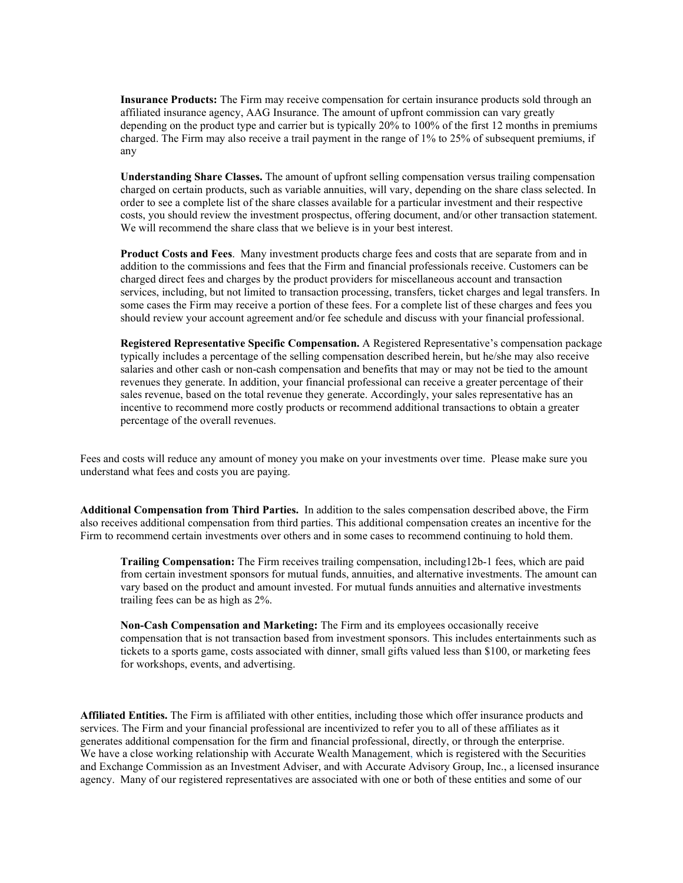**Insurance Products:** The Firm may receive compensation for certain insurance products sold through an affiliated insurance agency, AAG Insurance. The amount of upfront commission can vary greatly depending on the product type and carrier but is typically 20% to 100% of the first 12 months in premiums charged. The Firm may also receive a trail payment in the range of 1% to 25% of subsequent premiums, if any

**Understanding Share Classes.** The amount of upfront selling compensation versus trailing compensation charged on certain products, such as variable annuities, will vary, depending on the share class selected. In order to see a complete list of the share classes available for a particular investment and their respective costs, you should review the investment prospectus, offering document, and/or other transaction statement. We will recommend the share class that we believe is in your best interest.

**Product Costs and Fees**. Many investment products charge fees and costs that are separate from and in addition to the commissions and fees that the Firm and financial professionals receive. Customers can be charged direct fees and charges by the product providers for miscellaneous account and transaction services, including, but not limited to transaction processing, transfers, ticket charges and legal transfers. In some cases the Firm may receive a portion of these fees. For a complete list of these charges and fees you should review your account agreement and/or fee schedule and discuss with your financial professional.

**Registered Representative Specific Compensation.** A Registered Representative's compensation package typically includes a percentage of the selling compensation described herein, but he/she may also receive salaries and other cash or non-cash compensation and benefits that may or may not be tied to the amount revenues they generate. In addition, your financial professional can receive a greater percentage of their sales revenue, based on the total revenue they generate. Accordingly, your sales representative has an incentive to recommend more costly products or recommend additional transactions to obtain a greater percentage of the overall revenues.

Fees and costs will reduce any amount of money you make on your investments over time. Please make sure you understand what fees and costs you are paying.

**Additional Compensation from Third Parties.** In addition to the sales compensation described above, the Firm also receives additional compensation from third parties. This additional compensation creates an incentive for the Firm to recommend certain investments over others and in some cases to recommend continuing to hold them.

**Trailing Compensation:** The Firm receives trailing compensation, including12b-1 fees, which are paid from certain investment sponsors for mutual funds, annuities, and alternative investments. The amount can vary based on the product and amount invested. For mutual funds annuities and alternative investments trailing fees can be as high as 2%.

**Non-Cash Compensation and Marketing:** The Firm and its employees occasionally receive compensation that is not transaction based from investment sponsors. This includes entertainments such as tickets to a sports game, costs associated with dinner, small gifts valued less than $100, or marketing fees for workshops, events, and advertising.

**Affiliated Entities.** The Firm is affiliated with other entities, including those which offer insurance products and services. The Firm and your financial professional are incentivized to refer you to all of these affiliates as it generates additional compensation for the firm and financial professional, directly, or through the enterprise. We have a close working relationship with Accurate Wealth Management, which is registered with the Securities and Exchange Commission as an Investment Adviser, and with Accurate Advisory Group, Inc., a licensed insurance agency. Many of our registered representatives are associated with one or both of these entities and some of our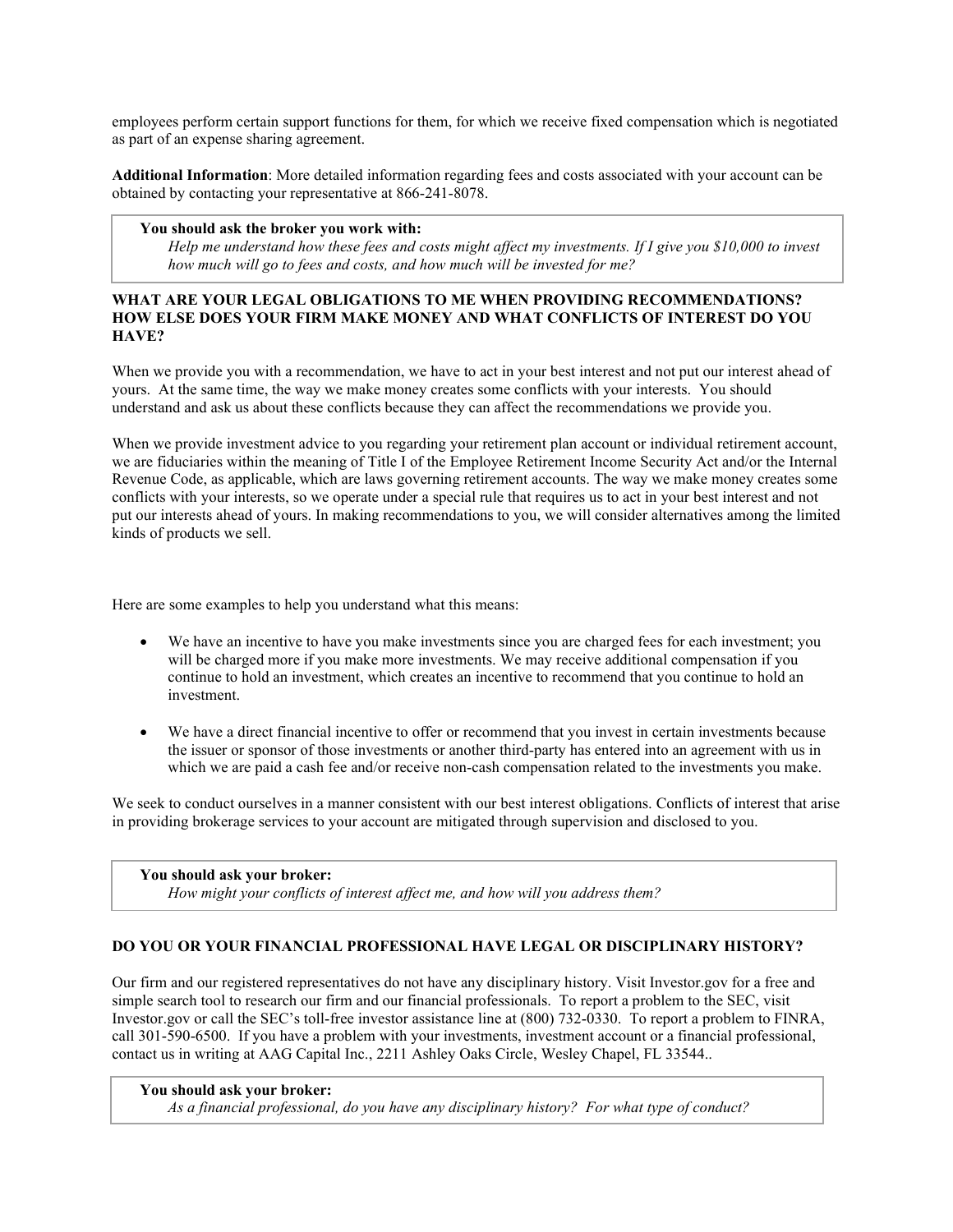employees perform certain support functions for them, for which we receive fixed compensation which is negotiated as part of an expense sharing agreement.

**Additional Information**: More detailed information regarding fees and costs associated with your account can be obtained by contacting your representative at 866-241-8078.

> **You should ask the broker you work with:**
> *Help me understand how these fees and costs might affect my investments. If I give you $10,000 to invest how much will go to fees and costs, and how much will be invested for me?*

**WHAT ARE YOUR LEGAL OBLIGATIONS TO ME WHEN PROVIDING RECOMMENDATIONS? HOW ELSE DOES YOUR FIRM MAKE MONEY AND WHAT CONFLICTS OF INTEREST DO YOU HAVE?**

When we provide you with a recommendation, we have to act in your best interest and not put our interest ahead of yours. At the same time, the way we make money creates some conflicts with your interests. You should understand and ask us about these conflicts because they can affect the recommendations we provide you.

When we provide investment advice to you regarding your retirement plan account or individual retirement account, we are fiduciaries within the meaning of Title I of the Employee Retirement Income Security Act and/or the Internal Revenue Code, as applicable, which are laws governing retirement accounts. The way we make money creates some conflicts with your interests, so we operate under a special rule that requires us to act in your best interest and not put our interests ahead of yours. In making recommendations to you, we will consider alternatives among the limited kinds of products we sell.

Here are some examples to help you understand what this means:

- We have an incentive to have you make investments since you are charged fees for each investment; you will be charged more if you make more investments. We may receive additional compensation if you continue to hold an investment, which creates an incentive to recommend that you continue to hold an investment.
- We have a direct financial incentive to offer or recommend that you invest in certain investments because the issuer or sponsor of those investments or another third-party has entered into an agreement with us in which we are paid a cash fee and/or receive non-cash compensation related to the investments you make.

We seek to conduct ourselves in a manner consistent with our best interest obligations. Conflicts of interest that arise in providing brokerage services to your account are mitigated through supervision and disclosed to you.

> **You should ask your broker:**
> *How might your conflicts of interest affect me, and how will you address them?*

**DO YOU OR YOUR FINANCIAL PROFESSIONAL HAVE LEGAL OR DISCIPLINARY HISTORY?**

Our firm and our registered representatives do not have any disciplinary history. Visit Investor.gov for a free and simple search tool to research our firm and our financial professionals. To report a problem to the SEC, visit Investor.gov or call the SEC's toll-free investor assistance line at (800) 732-0330. To report a problem to FINRA, call 301-590-6500. If you have a problem with your investments, investment account or a financial professional, contact us in writing at AAG Capital Inc., 2211 Ashley Oaks Circle, Wesley Chapel, FL 33544..

> **You should ask your broker:**
> *As a financial professional, do you have any disciplinary history? For what type of conduct?*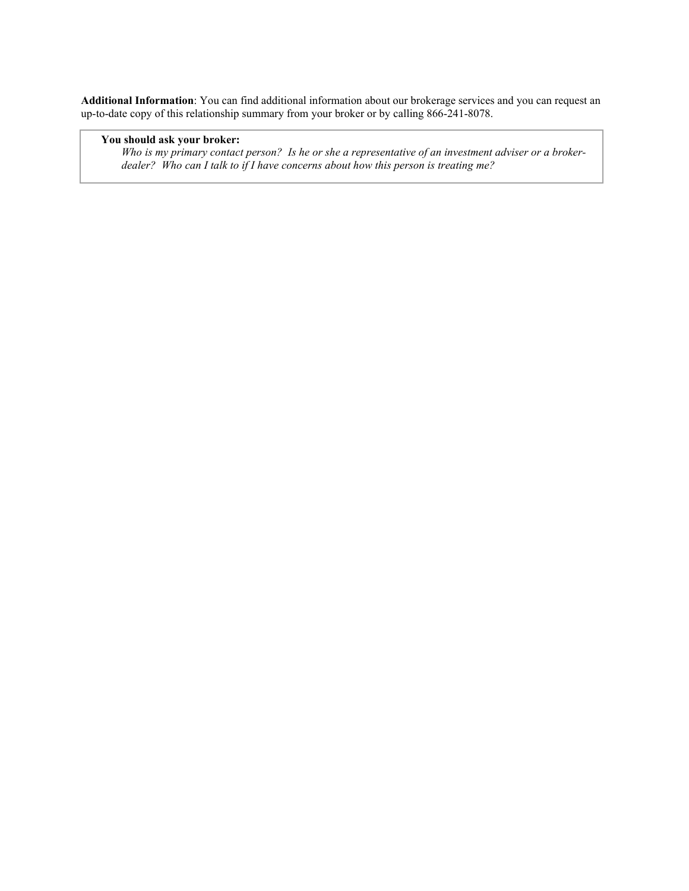**Additional Information**: You can find additional information about our brokerage services and you can request an up-to-date copy of this relationship summary from your broker or by calling 866-241-8078.

> **You should ask your broker:**
> *Who is my primary contact person? Is he or she a representative of an investment adviser or a broker-dealer? Who can I talk to if I have concerns about how this person is treating me?*